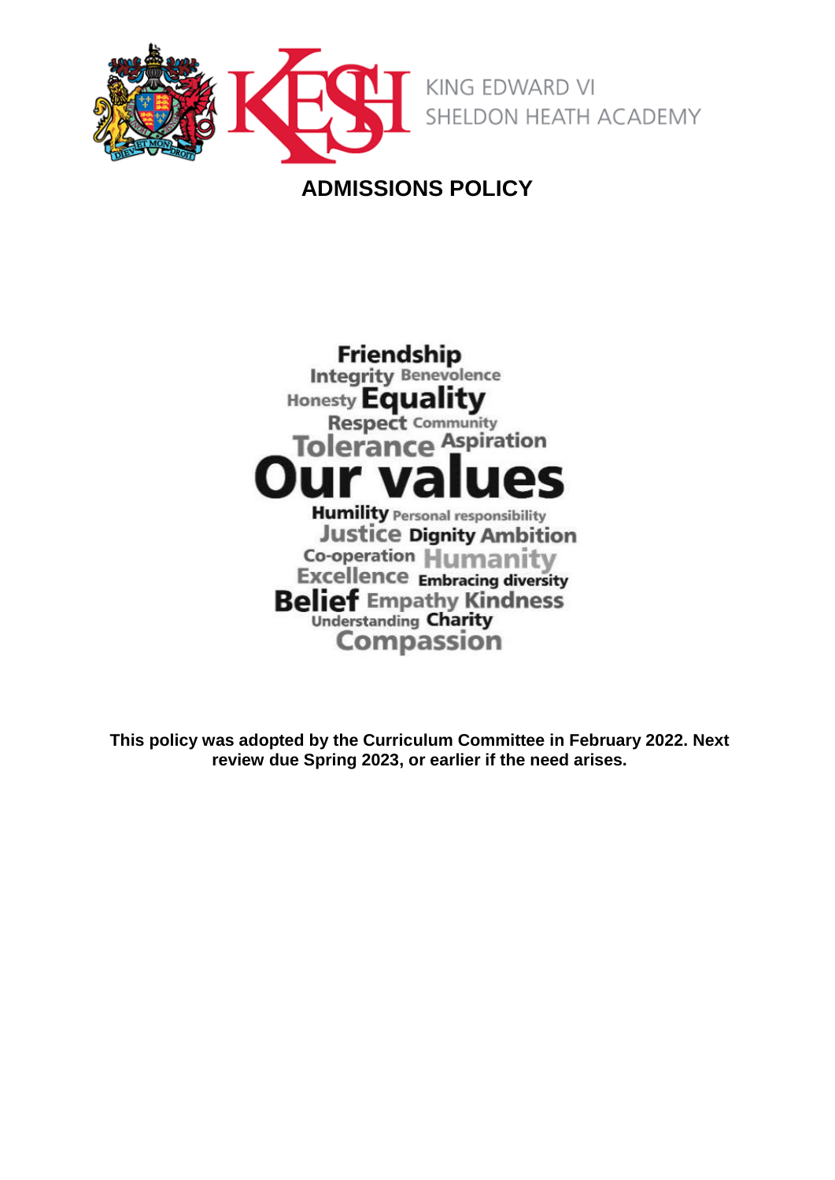KING EDWARD VI SHELDON HEATH ACADEMY

# ADMISSIONS POLICY

Friendship
Integrity Benevolence
Honesty Equality
Respect Community
Tolerance Aspiration
Our values
Humility Personal responsibility
Justice Dignity Ambition
Co-operation Humanity
Excellence Embracing diversity
Belief Empathy Kindness
Understanding Charity
Compassion

**This policy was adopted by the Curriculum Committee in February 2022. Next review due Spring 2023, or earlier if the need arises.**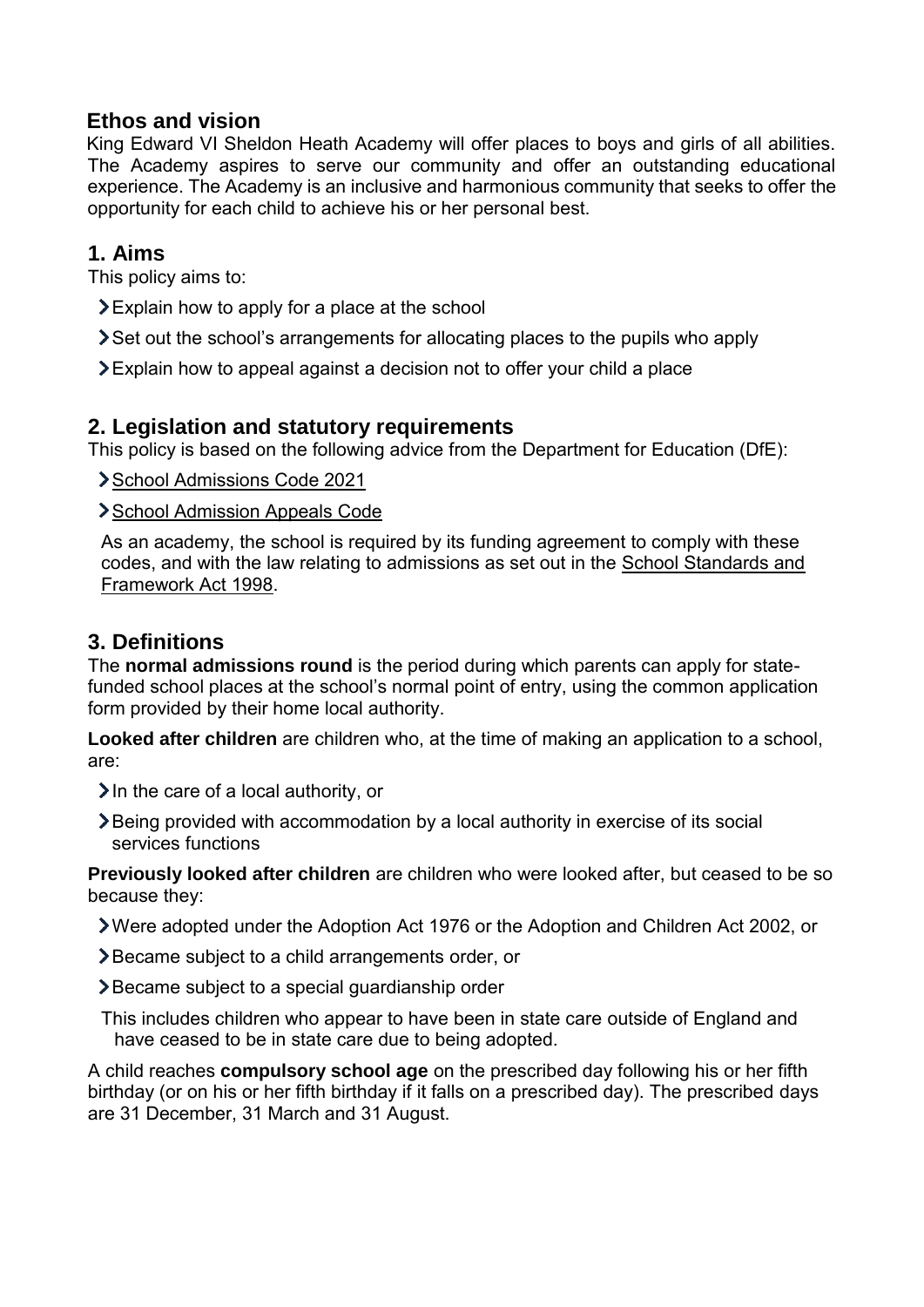## Ethos and vision

King Edward VI Sheldon Heath Academy will offer places to boys and girls of all abilities. The Academy aspires to serve our community and offer an outstanding educational experience. The Academy is an inclusive and harmonious community that seeks to offer the opportunity for each child to achieve his or her personal best.

## 1. Aims

This policy aims to:

- Explain how to apply for a place at the school
- Set out the school's arrangements for allocating places to the pupils who apply
- Explain how to appeal against a decision not to offer your child a place

## 2. Legislation and statutory requirements

This policy is based on the following advice from the Department for Education (DfE):

- School Admissions Code 2021
- School Admission Appeals Code

As an academy, the school is required by its funding agreement to comply with these codes, and with the law relating to admissions as set out in the School Standards and Framework Act 1998.

## 3. Definitions

The **normal admissions round** is the period during which parents can apply for state-funded school places at the school's normal point of entry, using the common application form provided by their home local authority.

**Looked after children** are children who, at the time of making an application to a school, are:

- In the care of a local authority, or
- Being provided with accommodation by a local authority in exercise of its social services functions

**Previously looked after children** are children who were looked after, but ceased to be so because they:

- Were adopted under the Adoption Act 1976 or the Adoption and Children Act 2002, or
- Became subject to a child arrangements order, or
- Became subject to a special guardianship order

This includes children who appear to have been in state care outside of England and have ceased to be in state care due to being adopted.

A child reaches **compulsory school age** on the prescribed day following his or her fifth birthday (or on his or her fifth birthday if it falls on a prescribed day). The prescribed days are 31 December, 31 March and 31 August.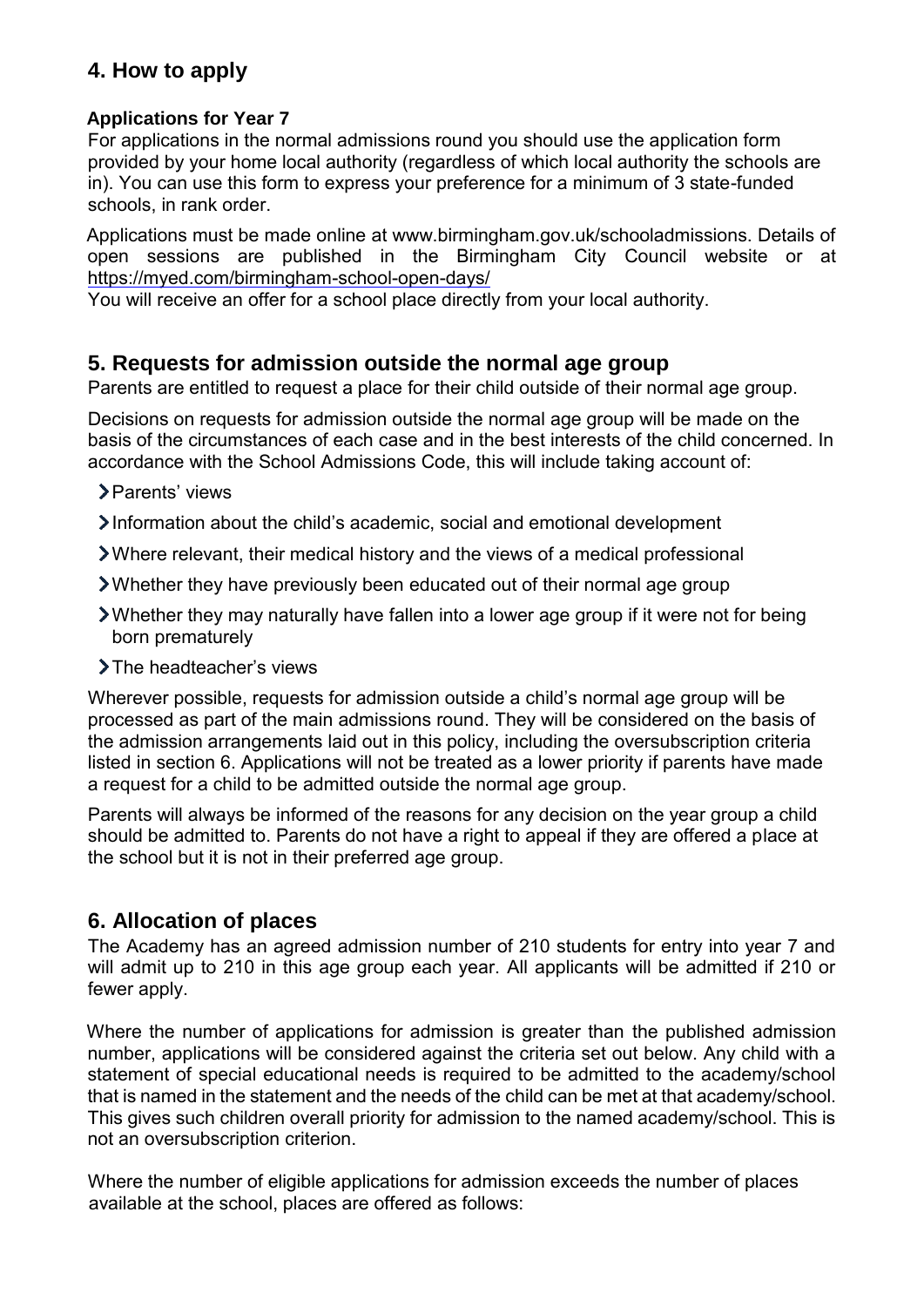## 4. How to apply

**Applications for Year 7**

For applications in the normal admissions round you should use the application form provided by your home local authority (regardless of which local authority the schools are in). You can use this form to express your preference for a minimum of 3 state-funded schools, in rank order.

Applications must be made online at www.birmingham.gov.uk/schooladmissions. Details of open sessions are published in the Birmingham City Council website or at https://myed.com/birmingham-school-open-days/

You will receive an offer for a school place directly from your local authority.

## 5. Requests for admission outside the normal age group

Parents are entitled to request a place for their child outside of their normal age group.

Decisions on requests for admission outside the normal age group will be made on the basis of the circumstances of each case and in the best interests of the child concerned. In accordance with the School Admissions Code, this will include taking account of:

- Parents' views
- Information about the child's academic, social and emotional development
- Where relevant, their medical history and the views of a medical professional
- Whether they have previously been educated out of their normal age group
- Whether they may naturally have fallen into a lower age group if it were not for being born prematurely
- The headteacher's views

Wherever possible, requests for admission outside a child's normal age group will be processed as part of the main admissions round. They will be considered on the basis of the admission arrangements laid out in this policy, including the oversubscription criteria listed in section 6. Applications will not be treated as a lower priority if parents have made a request for a child to be admitted outside the normal age group.

Parents will always be informed of the reasons for any decision on the year group a child should be admitted to. Parents do not have a right to appeal if they are offered a place at the school but it is not in their preferred age group.

## 6. Allocation of places

The Academy has an agreed admission number of 210 students for entry into year 7 and will admit up to 210 in this age group each year. All applicants will be admitted if 210 or fewer apply.

Where the number of applications for admission is greater than the published admission number, applications will be considered against the criteria set out below. Any child with a statement of special educational needs is required to be admitted to the academy/school that is named in the statement and the needs of the child can be met at that academy/school. This gives such children overall priority for admission to the named academy/school. This is not an oversubscription criterion.

Where the number of eligible applications for admission exceeds the number of places available at the school, places are offered as follows: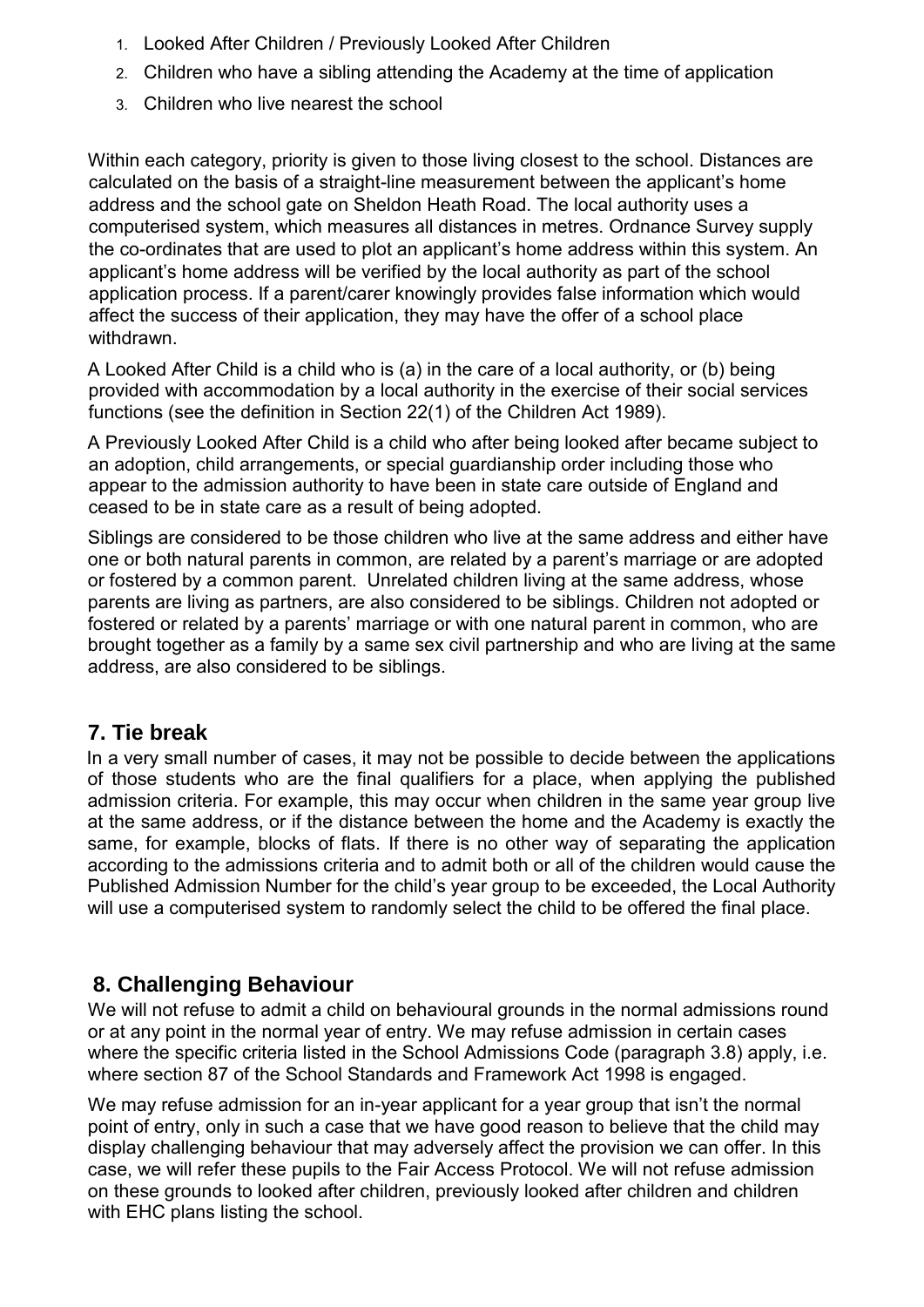1. Looked After Children / Previously Looked After Children
2. Children who have a sibling attending the Academy at the time of application
3. Children who live nearest the school

Within each category, priority is given to those living closest to the school. Distances are calculated on the basis of a straight-line measurement between the applicant's home address and the school gate on Sheldon Heath Road. The local authority uses a computerised system, which measures all distances in metres. Ordnance Survey supply the co-ordinates that are used to plot an applicant's home address within this system. An applicant's home address will be verified by the local authority as part of the school application process. If a parent/carer knowingly provides false information which would affect the success of their application, they may have the offer of a school place withdrawn.

A Looked After Child is a child who is (a) in the care of a local authority, or (b) being provided with accommodation by a local authority in the exercise of their social services functions (see the definition in Section 22(1) of the Children Act 1989).

A Previously Looked After Child is a child who after being looked after became subject to an adoption, child arrangements, or special guardianship order including those who appear to the admission authority to have been in state care outside of England and ceased to be in state care as a result of being adopted.

Siblings are considered to be those children who live at the same address and either have one or both natural parents in common, are related by a parent's marriage or are adopted or fostered by a common parent. Unrelated children living at the same address, whose parents are living as partners, are also considered to be siblings. Children not adopted or fostered or related by a parents' marriage or with one natural parent in common, who are brought together as a family by a same sex civil partnership and who are living at the same address, are also considered to be siblings.

## 7. Tie break

In a very small number of cases, it may not be possible to decide between the applications of those students who are the final qualifiers for a place, when applying the published admission criteria. For example, this may occur when children in the same year group live at the same address, or if the distance between the home and the Academy is exactly the same, for example, blocks of flats. If there is no other way of separating the application according to the admissions criteria and to admit both or all of the children would cause the Published Admission Number for the child's year group to be exceeded, the Local Authority will use a computerised system to randomly select the child to be offered the final place.

## 8. Challenging Behaviour

We will not refuse to admit a child on behavioural grounds in the normal admissions round or at any point in the normal year of entry. We may refuse admission in certain cases where the specific criteria listed in the School Admissions Code (paragraph 3.8) apply, i.e. where section 87 of the School Standards and Framework Act 1998 is engaged.

We may refuse admission for an in-year applicant for a year group that isn't the normal point of entry, only in such a case that we have good reason to believe that the child may display challenging behaviour that may adversely affect the provision we can offer. In this case, we will refer these pupils to the Fair Access Protocol. We will not refuse admission on these grounds to looked after children, previously looked after children and children with EHC plans listing the school.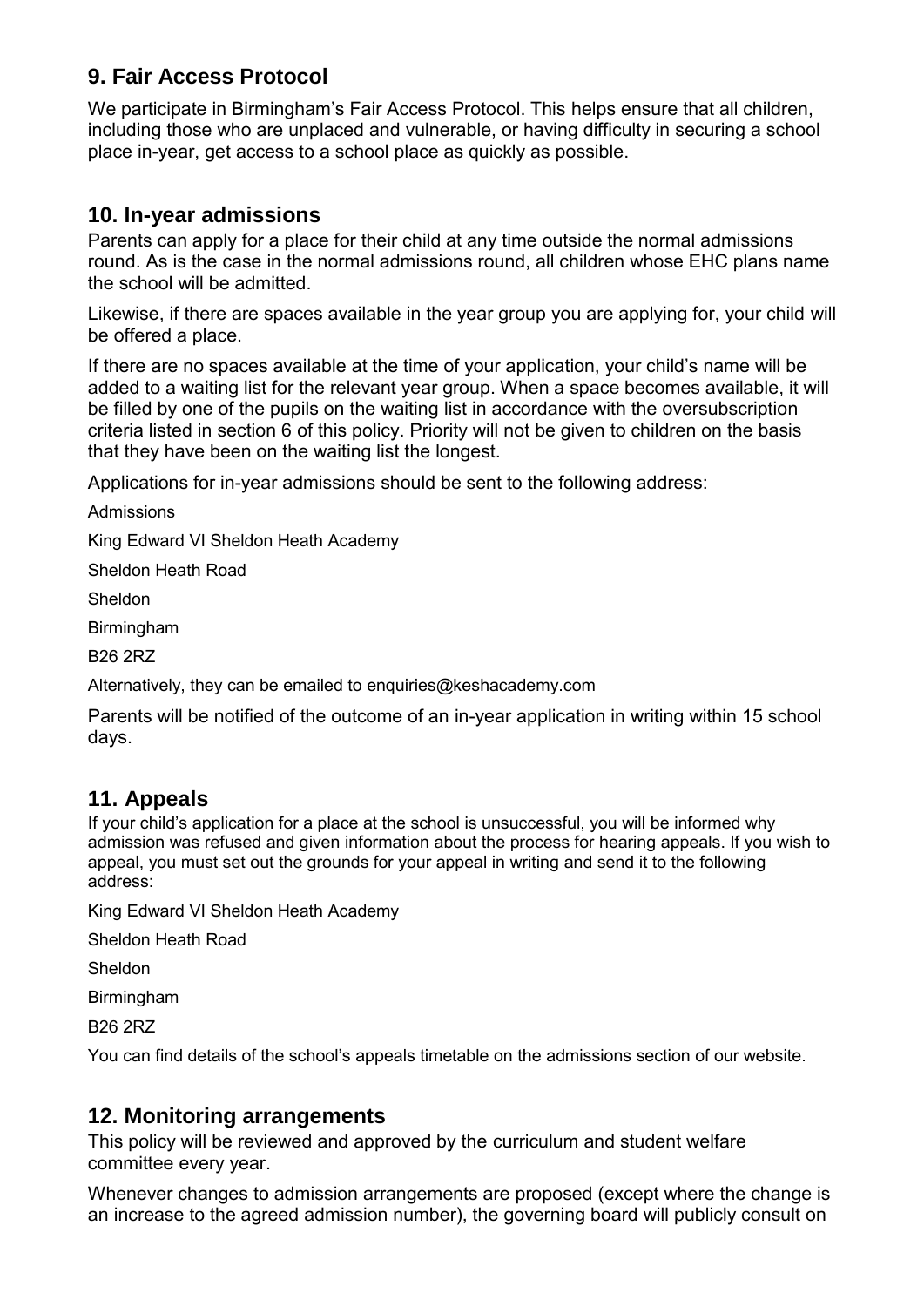## 9. Fair Access Protocol

We participate in Birmingham's Fair Access Protocol. This helps ensure that all children, including those who are unplaced and vulnerable, or having difficulty in securing a school place in-year, get access to a school place as quickly as possible.

## 10. In-year admissions

Parents can apply for a place for their child at any time outside the normal admissions round. As is the case in the normal admissions round, all children whose EHC plans name the school will be admitted.

Likewise, if there are spaces available in the year group you are applying for, your child will be offered a place.

If there are no spaces available at the time of your application, your child's name will be added to a waiting list for the relevant year group. When a space becomes available, it will be filled by one of the pupils on the waiting list in accordance with the oversubscription criteria listed in section 6 of this policy. Priority will not be given to children on the basis that they have been on the waiting list the longest.

Applications for in-year admissions should be sent to the following address:

Admissions

King Edward VI Sheldon Heath Academy

Sheldon Heath Road

Sheldon

Birmingham

B26 2RZ

Alternatively, they can be emailed to enquiries@keshacademy.com

Parents will be notified of the outcome of an in-year application in writing within 15 school days.

## 11. Appeals

If your child's application for a place at the school is unsuccessful, you will be informed why admission was refused and given information about the process for hearing appeals. If you wish to appeal, you must set out the grounds for your appeal in writing and send it to the following address:

King Edward VI Sheldon Heath Academy

Sheldon Heath Road

Sheldon

Birmingham

B26 2RZ

You can find details of the school's appeals timetable on the admissions section of our website.

## 12. Monitoring arrangements

This policy will be reviewed and approved by the curriculum and student welfare committee every year.

Whenever changes to admission arrangements are proposed (except where the change is an increase to the agreed admission number), the governing board will publicly consult on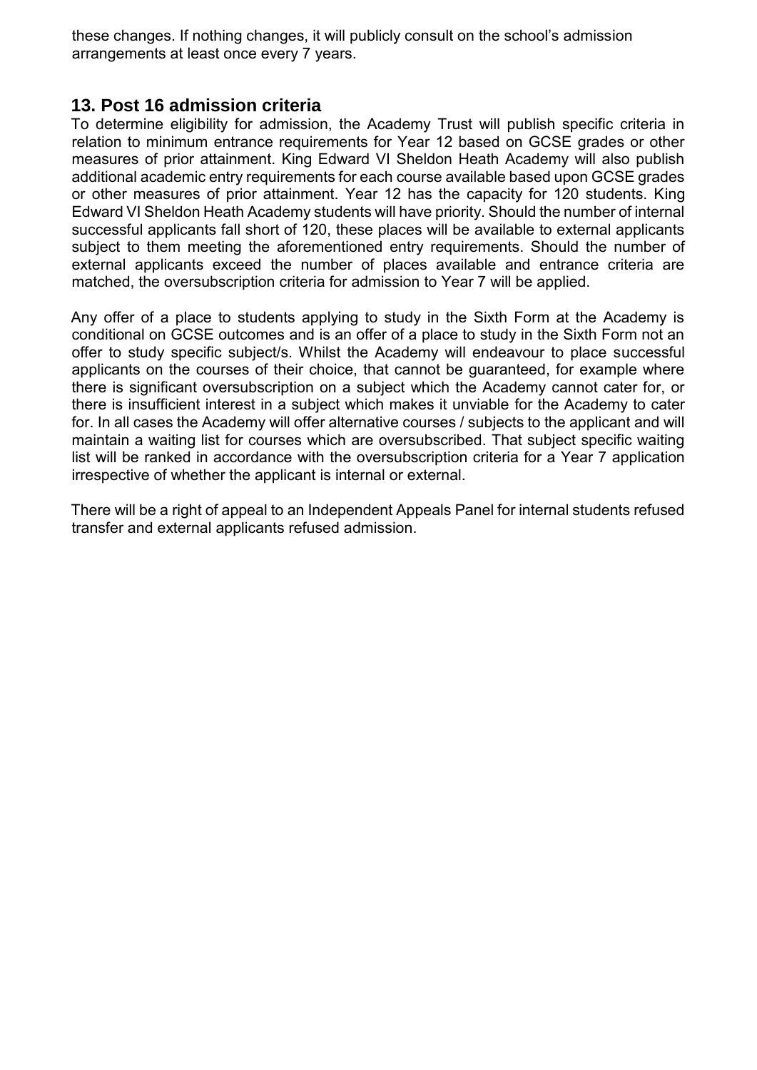these changes. If nothing changes, it will publicly consult on the school's admission arrangements at least once every 7 years.

## 13. Post 16 admission criteria

To determine eligibility for admission, the Academy Trust will publish specific criteria in relation to minimum entrance requirements for Year 12 based on GCSE grades or other measures of prior attainment. King Edward VI Sheldon Heath Academy will also publish additional academic entry requirements for each course available based upon GCSE grades or other measures of prior attainment. Year 12 has the capacity for 120 students. King Edward VI Sheldon Heath Academy students will have priority. Should the number of internal successful applicants fall short of 120, these places will be available to external applicants subject to them meeting the aforementioned entry requirements. Should the number of external applicants exceed the number of places available and entrance criteria are matched, the oversubscription criteria for admission to Year 7 will be applied.

Any offer of a place to students applying to study in the Sixth Form at the Academy is conditional on GCSE outcomes and is an offer of a place to study in the Sixth Form not an offer to study specific subject/s. Whilst the Academy will endeavour to place successful applicants on the courses of their choice, that cannot be guaranteed, for example where there is significant oversubscription on a subject which the Academy cannot cater for, or there is insufficient interest in a subject which makes it unviable for the Academy to cater for. In all cases the Academy will offer alternative courses / subjects to the applicant and will maintain a waiting list for courses which are oversubscribed. That subject specific waiting list will be ranked in accordance with the oversubscription criteria for a Year 7 application irrespective of whether the applicant is internal or external.

There will be a right of appeal to an Independent Appeals Panel for internal students refused transfer and external applicants refused admission.